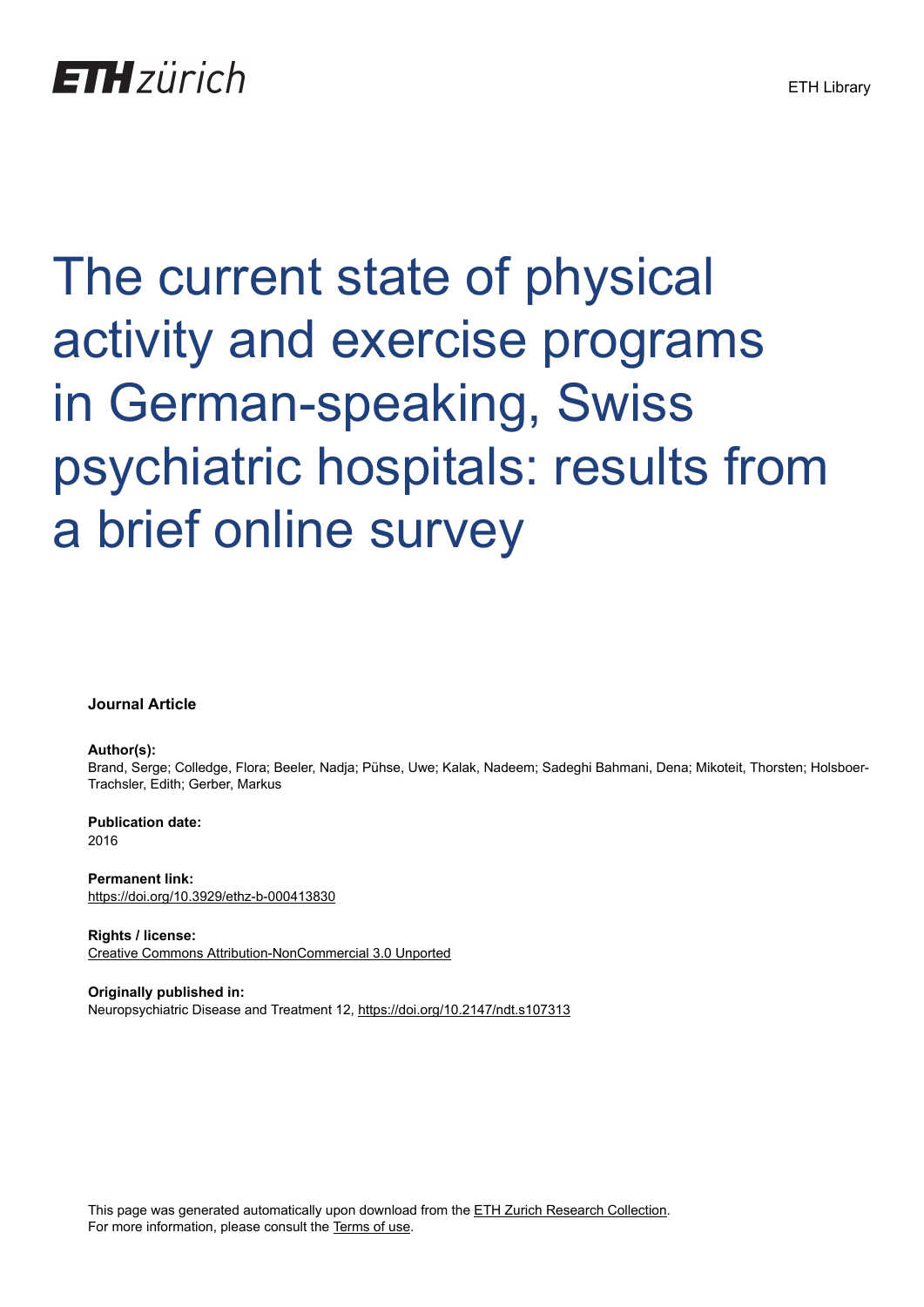# The current state of physical activity and exercise programs in German-speaking, Swiss psychiatric hospitals: results from a brief online survey

**Journal Article**

**Author(s):**
Brand, Serge; Colledge, Flora; Beeler, Nadja; Pühse, Uwe; Kalak, Nadeem; Sadeghi Bahmani, Dena; Mikoteit, Thorsten; Holsboer-Trachsler, Edith; Gerber, Markus

**Publication date:**
2016

**Permanent link:**
https://doi.org/10.3929/ethz-b-000413830

**Rights / license:**
Creative Commons Attribution-NonCommercial 3.0 Unported

**Originally published in:**
Neuropsychiatric Disease and Treatment 12, https://doi.org/10.2147/ndt.s107313

This page was generated automatically upon download from the ETH Zurich Research Collection.
For more information, please consult the Terms of use.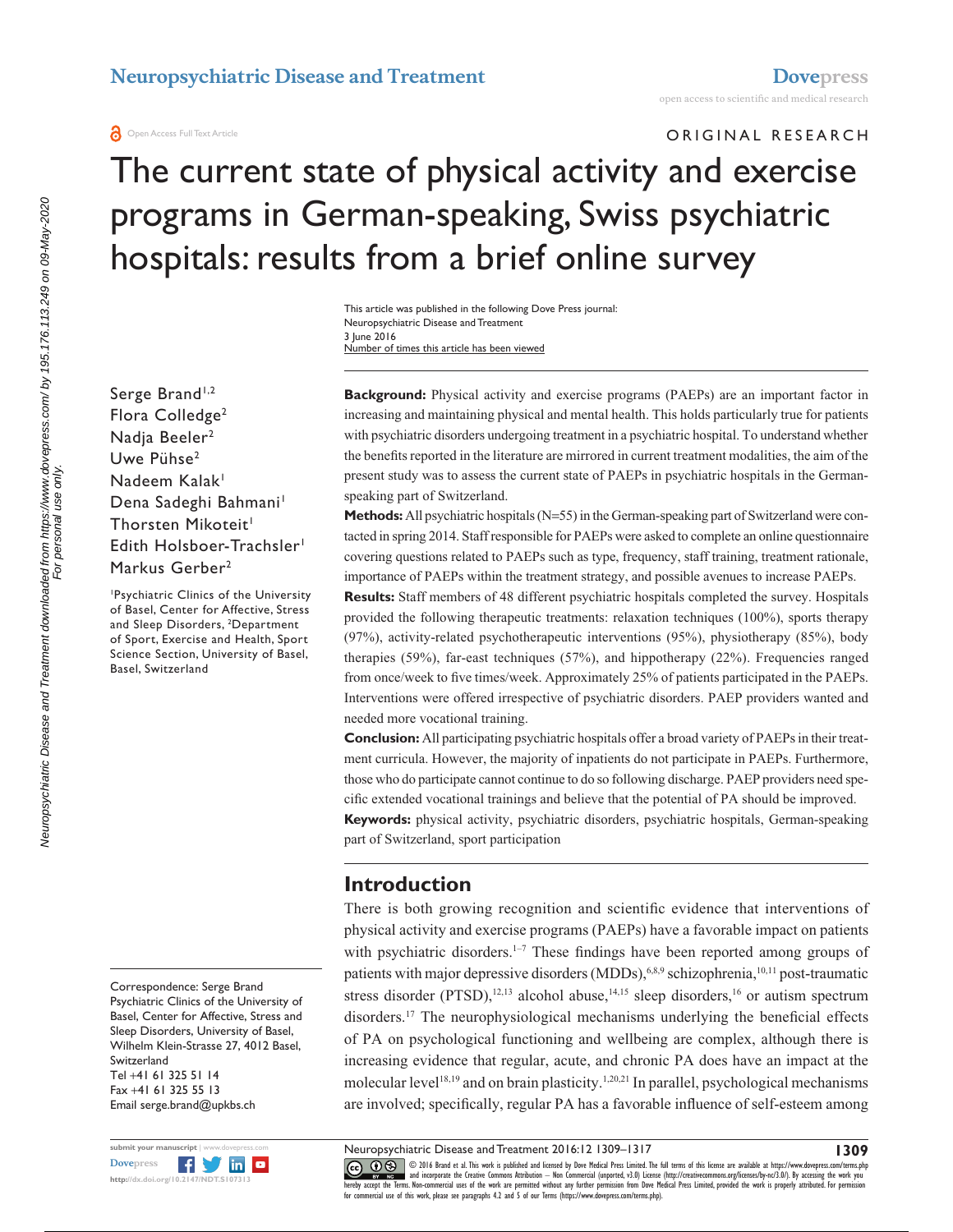# The current state of physical activity and exercise programs in German-speaking, Swiss psychiatric hospitals: results from a brief online survey

Serge Brand[1,2]
Flora Colledge[2]
Nadja Beeler[2]
Uwe Pühse[2]
Nadeem Kalak[1]
Dena Sadeghi Bahmani[1]
Thorsten Mikoteit[1]
Edith Holsboer-Trachsler[1]
Markus Gerber[2]

[1]Psychiatric Clinics of the University of Basel, Center for Affective, Stress and Sleep Disorders, [2]Department of Sport, Exercise and Health, Sport Science Section, University of Basel, Basel, Switzerland

Correspondence: Serge Brand
Psychiatric Clinics of the University of Basel, Center for Affective, Stress and Sleep Disorders, University of Basel, Wilhelm Klein-Strasse 27, 4012 Basel, Switzerland
Tel +41 61 325 51 14
Fax +41 61 325 55 13
Email serge.brand@upkbs.ch

**Background:** Physical activity and exercise programs (PAEPs) are an important factor in increasing and maintaining physical and mental health. This holds particularly true for patients with psychiatric disorders undergoing treatment in a psychiatric hospital. To understand whether the benefits reported in the literature are mirrored in current treatment modalities, the aim of the present study was to assess the current state of PAEPs in psychiatric hospitals in the German-speaking part of Switzerland.

**Methods:** All psychiatric hospitals (N=55) in the German-speaking part of Switzerland were contacted in spring 2014. Staff responsible for PAEPs were asked to complete an online questionnaire covering questions related to PAEPs such as type, frequency, staff training, treatment rationale, importance of PAEPs within the treatment strategy, and possible avenues to increase PAEPs.

**Results:** Staff members of 48 different psychiatric hospitals completed the survey. Hospitals provided the following therapeutic treatments: relaxation techniques (100%), sports therapy (97%), activity-related psychotherapeutic interventions (95%), physiotherapy (85%), body therapies (59%), far-east techniques (57%), and hippotherapy (22%). Frequencies ranged from once/week to five times/week. Approximately 25% of patients participated in the PAEPs. Interventions were offered irrespective of psychiatric disorders. PAEP providers wanted and needed more vocational training.

**Conclusion:** All participating psychiatric hospitals offer a broad variety of PAEPs in their treatment curricula. However, the majority of inpatients do not participate in PAEPs. Furthermore, those who do participate cannot continue to do so following discharge. PAEP providers need specific extended vocational trainings and believe that the potential of PA should be improved.

**Keywords:** physical activity, psychiatric disorders, psychiatric hospitals, German-speaking part of Switzerland, sport participation

## Introduction

There is both growing recognition and scientific evidence that interventions of physical activity and exercise programs (PAEPs) have a favorable impact on patients with psychiatric disorders.[1–7] These findings have been reported among groups of patients with major depressive disorders (MDDs),[6,8,9] schizophrenia,[10,11] post-traumatic stress disorder (PTSD),[12,13] alcohol abuse,[14,15] sleep disorders,[16] or autism spectrum disorders.[17] The neurophysiological mechanisms underlying the beneficial effects of PA on psychological functioning and wellbeing are complex, although there is increasing evidence that regular, acute, and chronic PA does have an impact at the molecular level[18,19] and on brain plasticity.[1,20,21] In parallel, psychological mechanisms are involved; specifically, regular PA has a favorable influence of self-esteem among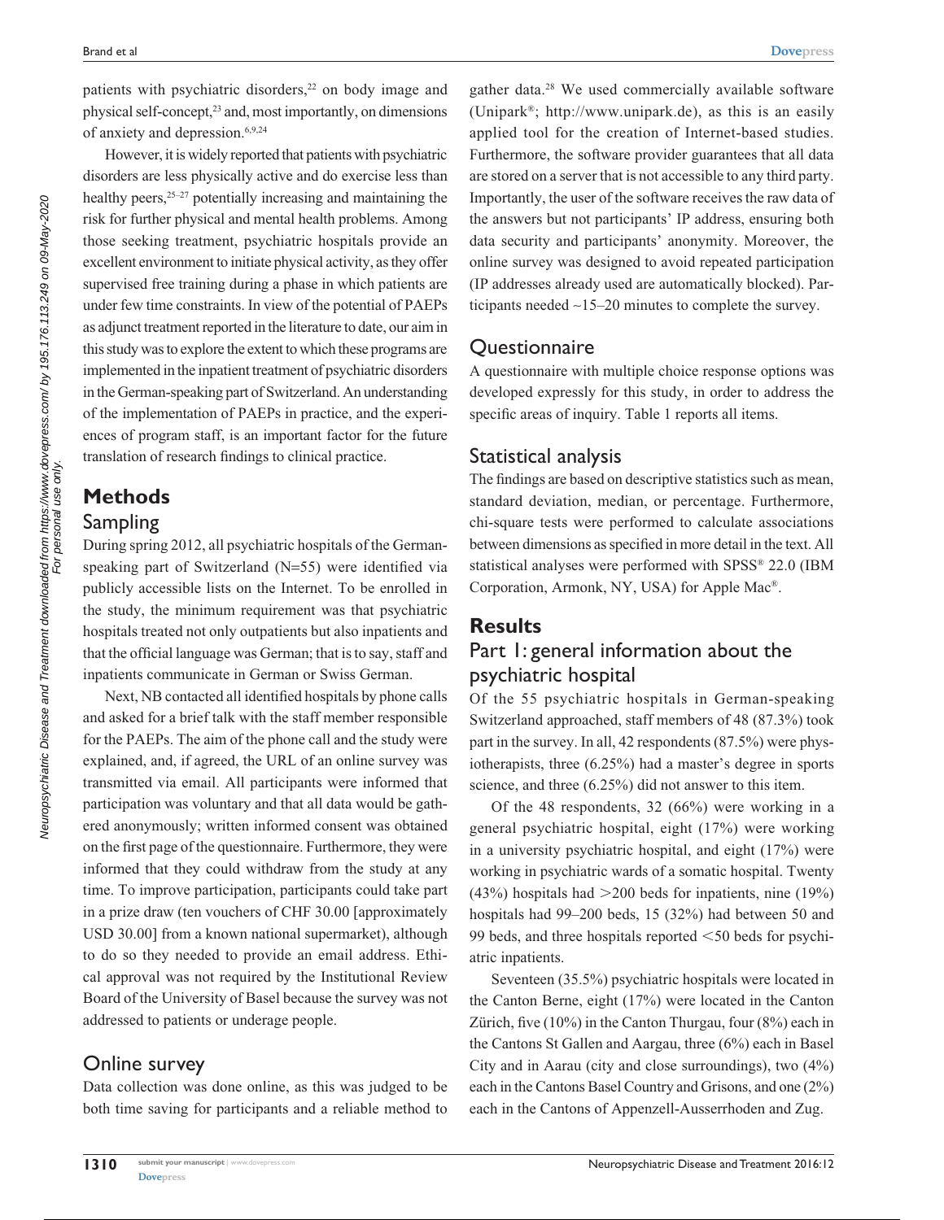patients with psychiatric disorders,[22] on body image and physical self-concept,[23] and, most importantly, on dimensions of anxiety and depression.[6,9,24]

However, it is widely reported that patients with psychiatric disorders are less physically active and do exercise less than healthy peers,[25–27] potentially increasing and maintaining the risk for further physical and mental health problems. Among those seeking treatment, psychiatric hospitals provide an excellent environment to initiate physical activity, as they offer supervised free training during a phase in which patients are under few time constraints. In view of the potential of PAEPs as adjunct treatment reported in the literature to date, our aim in this study was to explore the extent to which these programs are implemented in the inpatient treatment of psychiatric disorders in the German-speaking part of Switzerland. An understanding of the implementation of PAEPs in practice, and the experiences of program staff, is an important factor for the future translation of research findings to clinical practice.

# Methods

## Sampling

During spring 2012, all psychiatric hospitals of the German-speaking part of Switzerland (N=55) were identified via publicly accessible lists on the Internet. To be enrolled in the study, the minimum requirement was that psychiatric hospitals treated not only outpatients but also inpatients and that the official language was German; that is to say, staff and inpatients communicate in German or Swiss German.

Next, NB contacted all identified hospitals by phone calls and asked for a brief talk with the staff member responsible for the PAEPs. The aim of the phone call and the study were explained, and, if agreed, the URL of an online survey was transmitted via email. All participants were informed that participation was voluntary and that all data would be gathered anonymously; written informed consent was obtained on the first page of the questionnaire. Furthermore, they were informed that they could withdraw from the study at any time. To improve participation, participants could take part in a prize draw (ten vouchers of CHF 30.00 [approximately USD 30.00] from a known national supermarket), although to do so they needed to provide an email address. Ethical approval was not required by the Institutional Review Board of the University of Basel because the survey was not addressed to patients or underage people.

## Online survey

Data collection was done online, as this was judged to be both time saving for participants and a reliable method to gather data.[28] We used commercially available software (Unipark®; http://www.unipark.de), as this is an easily applied tool for the creation of Internet-based studies. Furthermore, the software provider guarantees that all data are stored on a server that is not accessible to any third party. Importantly, the user of the software receives the raw data of the answers but not participants' IP address, ensuring both data security and participants' anonymity. Moreover, the online survey was designed to avoid repeated participation (IP addresses already used are automatically blocked). Participants needed ~15–20 minutes to complete the survey.

## Questionnaire

A questionnaire with multiple choice response options was developed expressly for this study, in order to address the specific areas of inquiry. Table 1 reports all items.

## Statistical analysis

The findings are based on descriptive statistics such as mean, standard deviation, median, or percentage. Furthermore, chi-square tests were performed to calculate associations between dimensions as specified in more detail in the text. All statistical analyses were performed with SPSS® 22.0 (IBM Corporation, Armonk, NY, USA) for Apple Mac®.

# Results

## Part 1: general information about the psychiatric hospital

Of the 55 psychiatric hospitals in German-speaking Switzerland approached, staff members of 48 (87.3%) took part in the survey. In all, 42 respondents (87.5%) were physiotherapists, three (6.25%) had a master's degree in sports science, and three (6.25%) did not answer to this item.

Of the 48 respondents, 32 (66%) were working in a general psychiatric hospital, eight (17%) were working in a university psychiatric hospital, and eight (17%) were working in psychiatric wards of a somatic hospital. Twenty (43%) hospitals had >200 beds for inpatients, nine (19%) hospitals had 99–200 beds, 15 (32%) had between 50 and 99 beds, and three hospitals reported <50 beds for psychiatric inpatients.

Seventeen (35.5%) psychiatric hospitals were located in the Canton Berne, eight (17%) were located in the Canton Zürich, five (10%) in the Canton Thurgau, four (8%) each in the Cantons St Gallen and Aargau, three (6%) each in Basel City and in Aarau (city and close surroundings), two (4%) each in the Cantons Basel Country and Grisons, and one (2%) each in the Cantons of Appenzell-Ausserrhoden and Zug.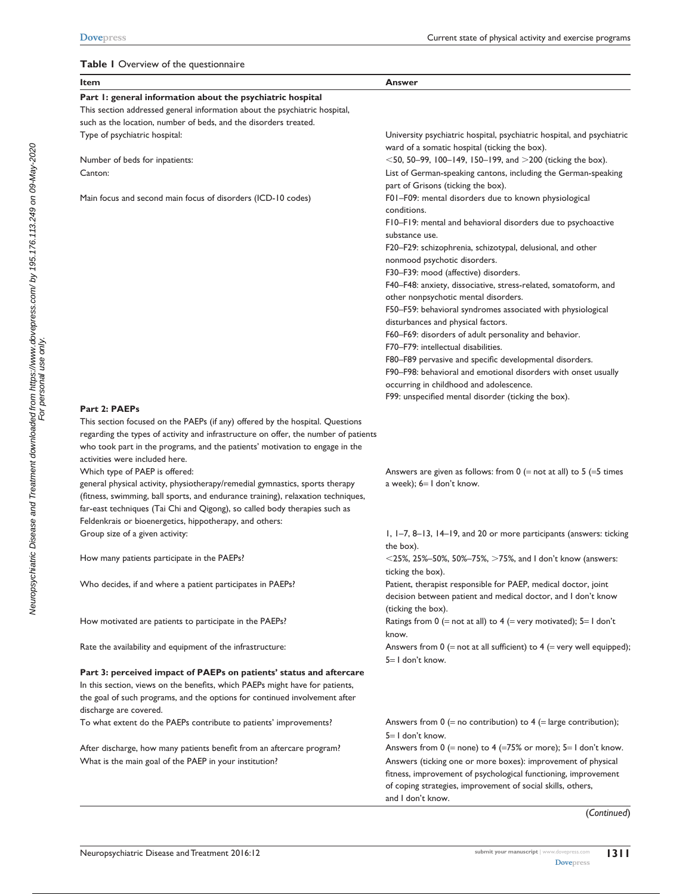**Table 1** Overview of the questionnaire

| Item | Answer |
|---|---|
| **Part 1: general information about the psychiatric hospital** | |
| This section addressed general information about the psychiatric hospital, such as the location, number of beds, and the disorders treated. | |
| Type of psychiatric hospital: | University psychiatric hospital, psychiatric hospital, and psychiatric ward of a somatic hospital (ticking the box). |
| Number of beds for inpatients: | <50, 50–99, 100–149, 150–199, and >200 (ticking the box). |
| Canton: | List of German-speaking cantons, including the German-speaking part of Grisons (ticking the box). |
| Main focus and second main focus of disorders (ICD-10 codes) | F01–F09: mental disorders due to known physiological conditions. F10–F19: mental and behavioral disorders due to psychoactive substance use. F20–F29: schizophrenia, schizotypal, delusional, and other nonmood psychotic disorders. F30–F39: mood (affective) disorders. F40–F48: anxiety, dissociative, stress-related, somatoform, and other nonpsychotic mental disorders. F50–F59: behavioral syndromes associated with physiological disturbances and physical factors. F60–F69: disorders of adult personality and behavior. F70–F79: intellectual disabilities. F80–F89 pervasive and specific developmental disorders. F90–F98: behavioral and emotional disorders with onset usually occurring in childhood and adolescence. F99: unspecified mental disorder (ticking the box). |
| **Part 2: PAEPs** | |
| This section focused on the PAEPs (if any) offered by the hospital. Questions regarding the types of activity and infrastructure on offer, the number of patients who took part in the programs, and the patients' motivation to engage in the activities were included here. | |
| Which type of PAEP is offered: general physical activity, physiotherapy/remedial gymnastics, sports therapy (fitness, swimming, ball sports, and endurance training), relaxation techniques, far-east techniques (Tai Chi and Qigong), so called body therapies such as Feldenkrais or bioenergetics, hippotherapy, and others: | Answers are given as follows: from 0 (= not at all) to 5 (=5 times a week); 6= I don't know. |
| Group size of a given activity: | 1, 1–7, 8–13, 14–19, and 20 or more participants (answers: ticking the box). |
| How many patients participate in the PAEPs? | <25%, 25%–50%, 50%–75%, >75%, and I don't know (answers: ticking the box). |
| Who decides, if and where a patient participates in PAEPs? | Patient, therapist responsible for PAEP, medical doctor, joint decision between patient and medical doctor, and I don't know (ticking the box). |
| How motivated are patients to participate in the PAEPs? | Ratings from 0 (= not at all) to 4 (= very motivated); 5= I don't know. |
| Rate the availability and equipment of the infrastructure: | Answers from 0 (= not at all sufficient) to 4 (= very well equipped); 5= I don't know. |
| **Part 3: perceived impact of PAEPs on patients' status and aftercare** | |
| In this section, views on the benefits, which PAEPs might have for patients, the goal of such programs, and the options for continued involvement after discharge are covered. | |
| To what extent do the PAEPs contribute to patients' improvements? | Answers from 0 (= no contribution) to 4 (= large contribution); 5= I don't know. |
| After discharge, how many patients benefit from an aftercare program? | Answers from 0 (= none) to 4 (=75% or more); 5= I don't know. |
| What is the main goal of the PAEP in your institution? | Answers (ticking one or more boxes): improvement of physical fitness, improvement of psychological functioning, improvement of coping strategies, improvement of social skills, others, and I don't know. |

(*Continued*)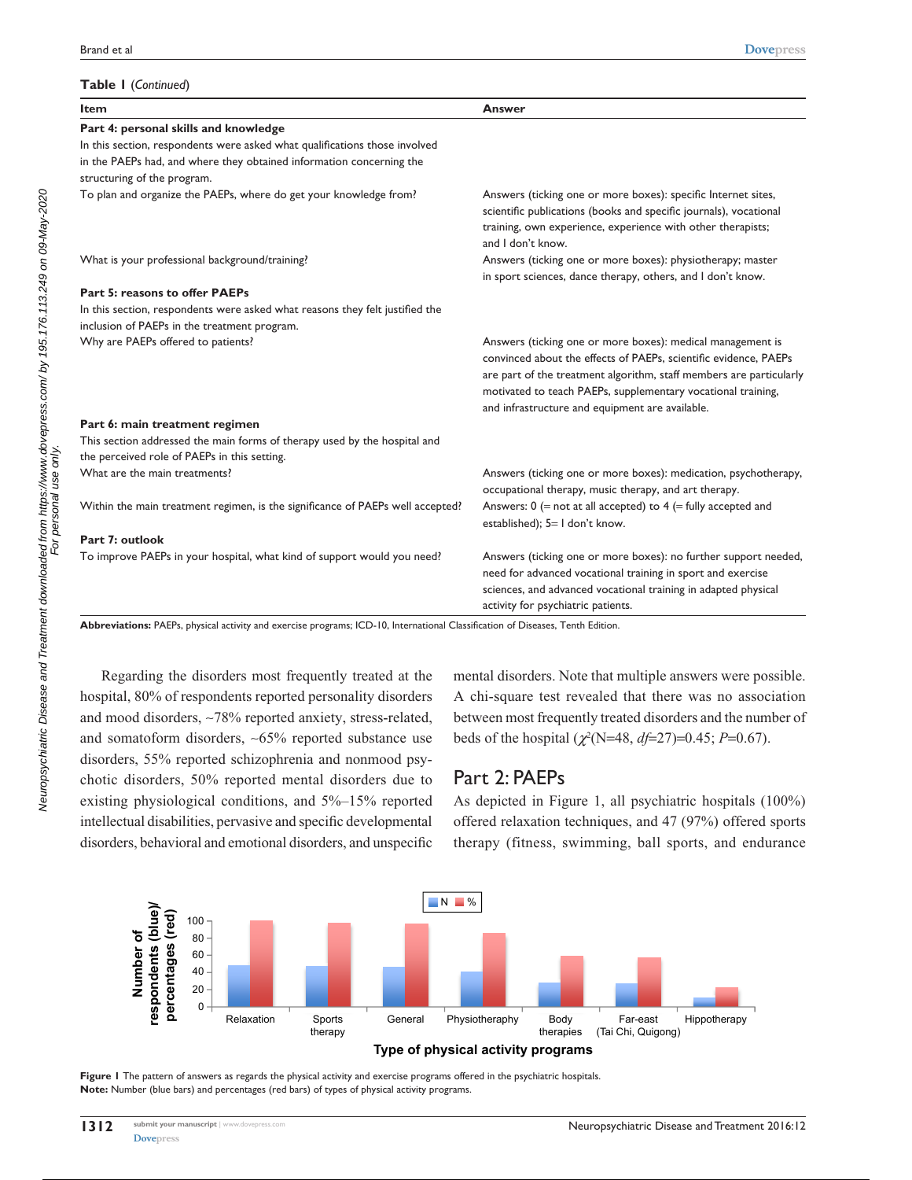**Table 1** (*Continued*)

| Item | Answer |
|---|---|
| **Part 4: personal skills and knowledge** | |
| In this section, respondents were asked what qualifications those involved in the PAEPs had, and where they obtained information concerning the structuring of the program. | |
| To plan and organize the PAEPs, where do get your knowledge from? | Answers (ticking one or more boxes): specific Internet sites, scientific publications (books and specific journals), vocational training, own experience, experience with other therapists; and I don't know. |
| What is your professional background/training? | Answers (ticking one or more boxes): physiotherapy; master in sport sciences, dance therapy, others, and I don't know. |
| **Part 5: reasons to offer PAEPs** | |
| In this section, respondents were asked what reasons they felt justified the inclusion of PAEPs in the treatment program. | |
| Why are PAEPs offered to patients? | Answers (ticking one or more boxes): medical management is convinced about the effects of PAEPs, scientific evidence, PAEPs are part of the treatment algorithm, staff members are particularly motivated to teach PAEPs, supplementary vocational training, and infrastructure and equipment are available. |
| **Part 6: main treatment regimen** | |
| This section addressed the main forms of therapy used by the hospital and the perceived role of PAEPs in this setting. | |
| What are the main treatments? | Answers (ticking one or more boxes): medication, psychotherapy, occupational therapy, music therapy, and art therapy. |
| Within the main treatment regimen, is the significance of PAEPs well accepted? | Answers: 0 (= not at all accepted) to 4 (= fully accepted and established); 5= I don't know. |
| **Part 7: outlook** | |
| To improve PAEPs in your hospital, what kind of support would you need? | Answers (ticking one or more boxes): no further support needed, need for advanced vocational training in sport and exercise sciences, and advanced vocational training in adapted physical activity for psychiatric patients. |

**Abbreviations:** PAEPs, physical activity and exercise programs; ICD-10, International Classification of Diseases, Tenth Edition.

Regarding the disorders most frequently treated at the hospital, 80% of respondents reported personality disorders and mood disorders, ~78% reported anxiety, stress-related, and somatoform disorders, ~65% reported substance use disorders, 55% reported schizophrenia and nonmood psychotic disorders, 50% reported mental disorders due to existing physiological conditions, and 5%–15% reported intellectual disabilities, pervasive and specific developmental disorders, behavioral and emotional disorders, and unspecific mental disorders. Note that multiple answers were possible. A chi-square test revealed that there was no association between most frequently treated disorders and the number of beds of the hospital ($\chi^2$(N=48, *df*=27)=0.45; *P*=0.67).

## Part 2: PAEPs

As depicted in Figure 1, all psychiatric hospitals (100%) offered relaxation techniques, and 47 (97%) offered sports therapy (fitness, swimming, ball sports, and endurance

**Figure 1** The pattern of answers as regards the physical activity and exercise programs offered in the psychiatric hospitals.
**Note:** Number (blue bars) and percentages (red bars) of types of physical activity programs.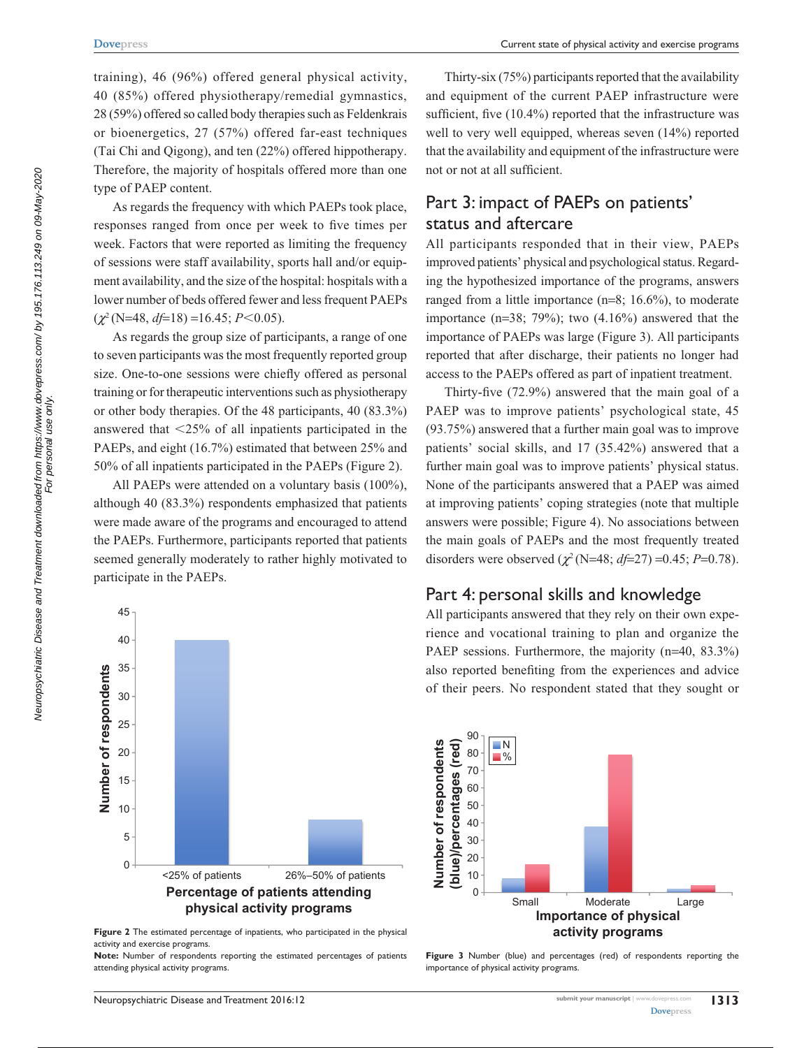training), 46 (96%) offered general physical activity, 40 (85%) offered physiotherapy/remedial gymnastics, 28 (59%) offered so called body therapies such as Feldenkrais or bioenergetics, 27 (57%) offered far-east techniques (Tai Chi and Qigong), and ten (22%) offered hippotherapy. Therefore, the majority of hospitals offered more than one type of PAEP content.

As regards the frequency with which PAEPs took place, responses ranged from once per week to five times per week. Factors that were reported as limiting the frequency of sessions were staff availability, sports hall and/or equipment availability, and the size of the hospital: hospitals with a lower number of beds offered fewer and less frequent PAEPs ($\chi^2$ (N=48, *df*=18) =16.45; $P<0.05$).

As regards the group size of participants, a range of one to seven participants was the most frequently reported group size. One-to-one sessions were chiefly offered as personal training or for therapeutic interventions such as physiotherapy or other body therapies. Of the 48 participants, 40 (83.3%) answered that <25% of all inpatients participated in the PAEPs, and eight (16.7%) estimated that between 25% and 50% of all inpatients participated in the PAEPs (Figure 2).

All PAEPs were attended on a voluntary basis (100%), although 40 (83.3%) respondents emphasized that patients were made aware of the programs and encouraged to attend the PAEPs. Furthermore, participants reported that patients seemed generally moderately to rather highly motivated to participate in the PAEPs.

**Figure 2** The estimated percentage of inpatients, who participated in the physical activity and exercise programs.
**Note:** Number of respondents reporting the estimated percentages of patients attending physical activity programs.

Thirty-six (75%) participants reported that the availability and equipment of the current PAEP infrastructure were sufficient, five (10.4%) reported that the infrastructure was well to very well equipped, whereas seven (14%) reported that the availability and equipment of the infrastructure were not or not at all sufficient.

## Part 3: impact of PAEPs on patients' status and aftercare

All participants responded that in their view, PAEPs improved patients' physical and psychological status. Regarding the hypothesized importance of the programs, answers ranged from a little importance (n=8; 16.6%), to moderate importance (n=38; 79%); two (4.16%) answered that the importance of PAEPs was large (Figure 3). All participants reported that after discharge, their patients no longer had access to the PAEPs offered as part of inpatient treatment.

Thirty-five (72.9%) answered that the main goal of a PAEP was to improve patients' psychological state, 45 (93.75%) answered that a further main goal was to improve patients' social skills, and 17 (35.42%) answered that a further main goal was to improve patients' physical status. None of the participants answered that a PAEP was aimed at improving patients' coping strategies (note that multiple answers were possible; Figure 4). No associations between the main goals of PAEPs and the most frequently treated disorders were observed ($\chi^2$ (N=48; *df*=27) =0.45; $P=0.78$).

## Part 4: personal skills and knowledge

All participants answered that they rely on their own experience and vocational training to plan and organize the PAEP sessions. Furthermore, the majority (n=40, 83.3%) also reported benefiting from the experiences and advice of their peers. No respondent stated that they sought or

**Figure 3** Number (blue) and percentages (red) of respondents reporting the importance of physical activity programs.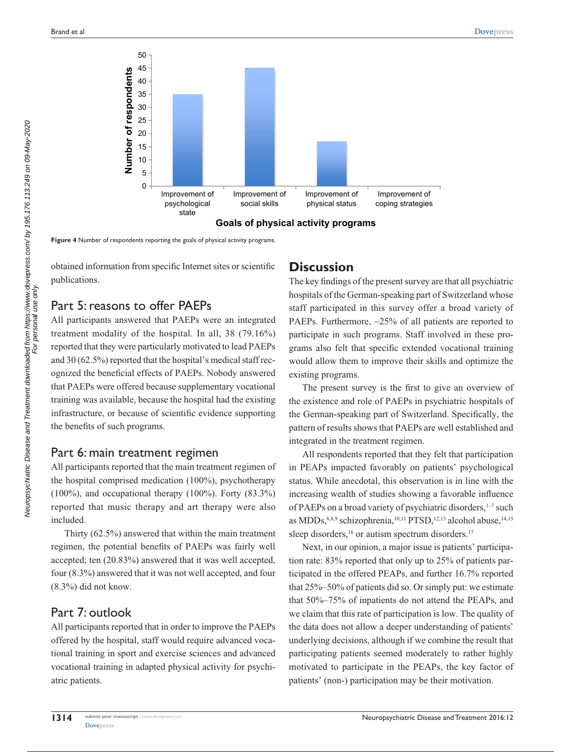Figure 4 Number of respondents reporting the goals of physical activity programs.

obtained information from specific Internet sites or scientific publications.

## Part 5: reasons to offer PAEPs

All participants answered that PAEPs were an integrated treatment modality of the hospital. In all, 38 (79.16%) reported that they were particularly motivated to lead PAEPs and 30 (62.5%) reported that the hospital's medical staff recognized the beneficial effects of PAEPs. Nobody answered that PAEPs were offered because supplementary vocational training was available, because the hospital had the existing infrastructure, or because of scientific evidence supporting the benefits of such programs.

## Part 6: main treatment regimen

All participants reported that the main treatment regimen of the hospital comprised medication (100%), psychotherapy (100%), and occupational therapy (100%). Forty (83.3%) reported that music therapy and art therapy were also included.

Thirty (62.5%) answered that within the main treatment regimen, the potential benefits of PAEPs was fairly well accepted; ten (20.83%) answered that it was well accepted, four (8.3%) answered that it was not well accepted, and four (8.3%) did not know.

## Part 7: outlook

All participants reported that in order to improve the PAEPs offered by the hospital, staff would require advanced vocational training in sport and exercise sciences and advanced vocational training in adapted physical activity for psychiatric patients.

# Discussion

The key findings of the present survey are that all psychiatric hospitals of the German-speaking part of Switzerland whose staff participated in this survey offer a broad variety of PAEPs. Furthermore, ~25% of all patients are reported to participate in such programs. Staff involved in these programs also felt that specific extended vocational training would allow them to improve their skills and optimize the existing programs.

The present survey is the first to give an overview of the existence and role of PAEPs in psychiatric hospitals of the German-speaking part of Switzerland. Specifically, the pattern of results shows that PAEPs are well established and integrated in the treatment regimen.

All respondents reported that they felt that participation in PEAPs impacted favorably on patients' psychological status. While anecdotal, this observation is in line with the increasing wealth of studies showing a favorable influence of PAEPs on a broad variety of psychiatric disorders,[1–7] such as MDDs,[6,8,9] schizophrenia,[10,11] PTSD,[12,13] alcohol abuse,[14,15] sleep disorders,[16] or autism spectrum disorders.[17]

Next, in our opinion, a major issue is patients' participation rate: 83% reported that only up to 25% of patients participated in the offered PEAPs, and further 16.7% reported that 25%–50% of patients did so. Or simply put: we estimate that 50%–75% of inpatients do not attend the PEAPs, and we claim that this rate of participation is low. The quality of the data does not allow a deeper understanding of patients' underlying decisions, although if we combine the result that participating patients seemed moderately to rather highly motivated to participate in the PEAPs, the key factor of patients' (non-) participation may be their motivation.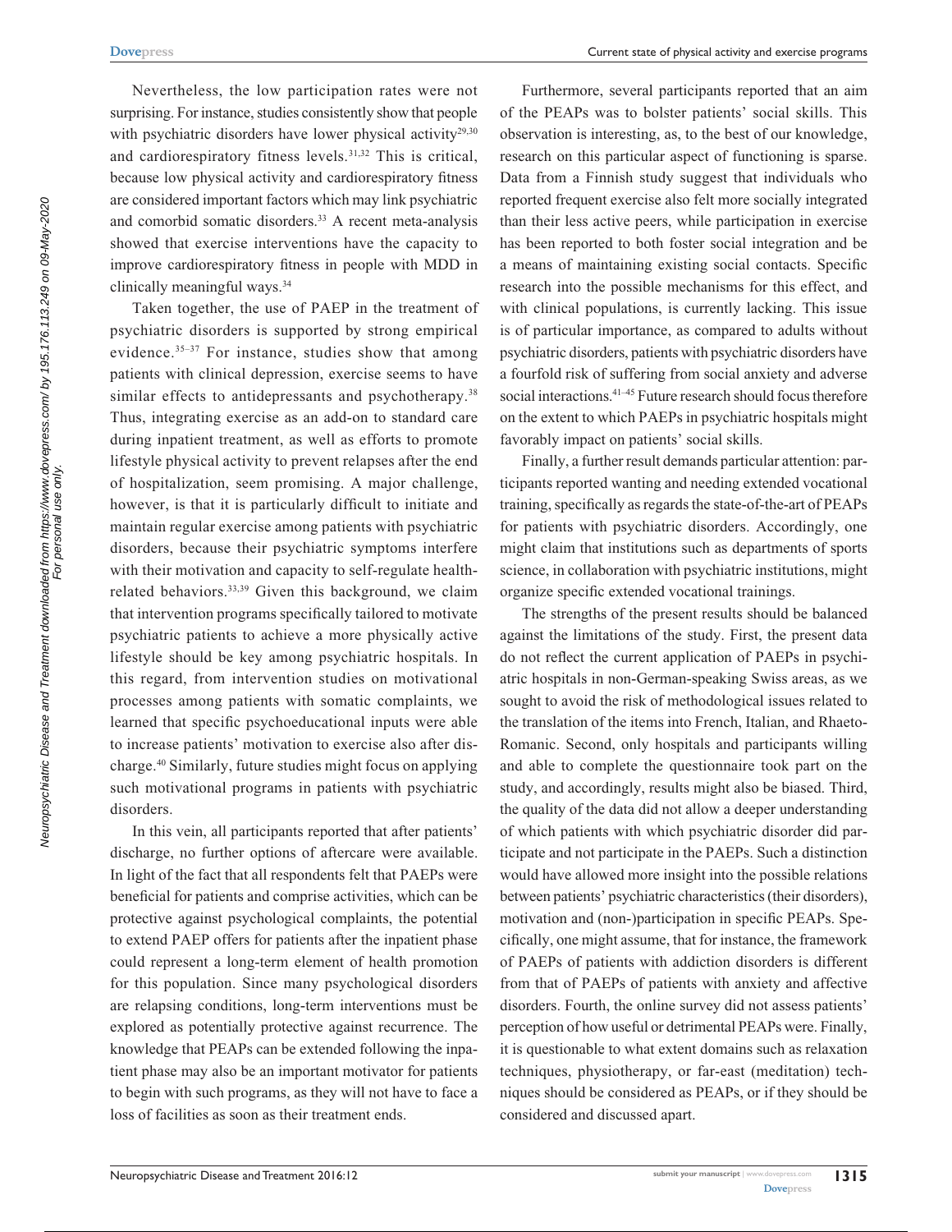Nevertheless, the low participation rates were not surprising. For instance, studies consistently show that people with psychiatric disorders have lower physical activity[29,30] and cardiorespiratory fitness levels.[31,32] This is critical, because low physical activity and cardiorespiratory fitness are considered important factors which may link psychiatric and comorbid somatic disorders.[33] A recent meta-analysis showed that exercise interventions have the capacity to improve cardiorespiratory fitness in people with MDD in clinically meaningful ways.[34]

Taken together, the use of PAEP in the treatment of psychiatric disorders is supported by strong empirical evidence.[35–37] For instance, studies show that among patients with clinical depression, exercise seems to have similar effects to antidepressants and psychotherapy.[38] Thus, integrating exercise as an add-on to standard care during inpatient treatment, as well as efforts to promote lifestyle physical activity to prevent relapses after the end of hospitalization, seem promising. A major challenge, however, is that it is particularly difficult to initiate and maintain regular exercise among patients with psychiatric disorders, because their psychiatric symptoms interfere with their motivation and capacity to self-regulate health-related behaviors.[33,39] Given this background, we claim that intervention programs specifically tailored to motivate psychiatric patients to achieve a more physically active lifestyle should be key among psychiatric hospitals. In this regard, from intervention studies on motivational processes among patients with somatic complaints, we learned that specific psychoeducational inputs were able to increase patients' motivation to exercise also after discharge.[40] Similarly, future studies might focus on applying such motivational programs in patients with psychiatric disorders.

In this vein, all participants reported that after patients' discharge, no further options of aftercare were available. In light of the fact that all respondents felt that PAEPs were beneficial for patients and comprise activities, which can be protective against psychological complaints, the potential to extend PAEP offers for patients after the inpatient phase could represent a long-term element of health promotion for this population. Since many psychological disorders are relapsing conditions, long-term interventions must be explored as potentially protective against recurrence. The knowledge that PEAPs can be extended following the inpatient phase may also be an important motivator for patients to begin with such programs, as they will not have to face a loss of facilities as soon as their treatment ends.

Furthermore, several participants reported that an aim of the PEAPs was to bolster patients' social skills. This observation is interesting, as, to the best of our knowledge, research on this particular aspect of functioning is sparse. Data from a Finnish study suggest that individuals who reported frequent exercise also felt more socially integrated than their less active peers, while participation in exercise has been reported to both foster social integration and be a means of maintaining existing social contacts. Specific research into the possible mechanisms for this effect, and with clinical populations, is currently lacking. This issue is of particular importance, as compared to adults without psychiatric disorders, patients with psychiatric disorders have a fourfold risk of suffering from social anxiety and adverse social interactions.[41–45] Future research should focus therefore on the extent to which PAEPs in psychiatric hospitals might favorably impact on patients' social skills.

Finally, a further result demands particular attention: participants reported wanting and needing extended vocational training, specifically as regards the state-of-the-art of PEAPs for patients with psychiatric disorders. Accordingly, one might claim that institutions such as departments of sports science, in collaboration with psychiatric institutions, might organize specific extended vocational trainings.

The strengths of the present results should be balanced against the limitations of the study. First, the present data do not reflect the current application of PAEPs in psychiatric hospitals in non-German-speaking Swiss areas, as we sought to avoid the risk of methodological issues related to the translation of the items into French, Italian, and Rhaeto-Romanic. Second, only hospitals and participants willing and able to complete the questionnaire took part on the study, and accordingly, results might also be biased. Third, the quality of the data did not allow a deeper understanding of which patients with which psychiatric disorder did participate and not participate in the PAEPs. Such a distinction would have allowed more insight into the possible relations between patients' psychiatric characteristics (their disorders), motivation and (non-)participation in specific PEAPs. Specifically, one might assume, that for instance, the framework of PAEPs of patients with addiction disorders is different from that of PAEPs of patients with anxiety and affective disorders. Fourth, the online survey did not assess patients' perception of how useful or detrimental PEAPs were. Finally, it is questionable to what extent domains such as relaxation techniques, physiotherapy, or far-east (meditation) techniques should be considered as PEAPs, or if they should be considered and discussed apart.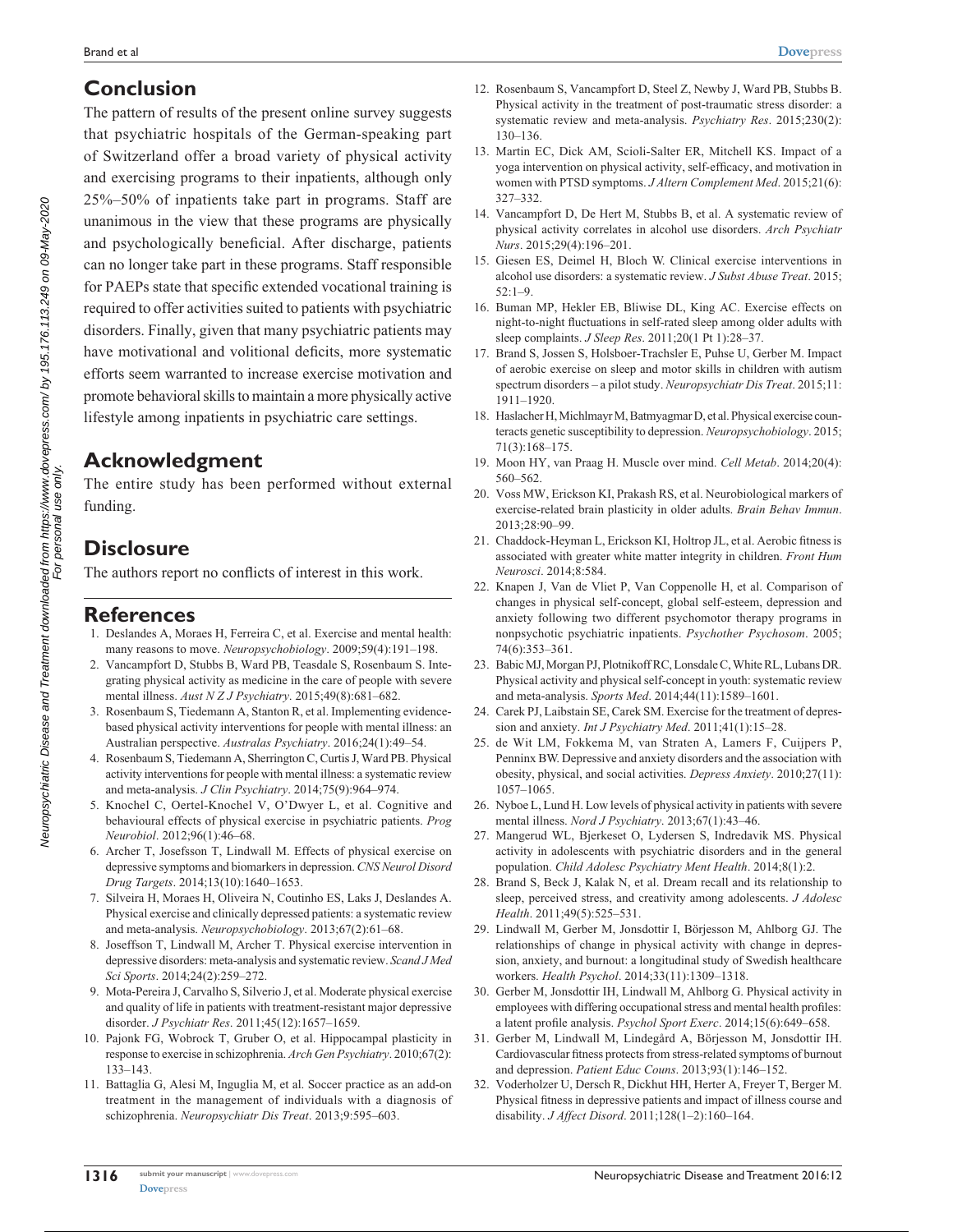## Conclusion

The pattern of results of the present online survey suggests that psychiatric hospitals of the German-speaking part of Switzerland offer a broad variety of physical activity and exercising programs to their inpatients, although only 25%–50% of inpatients take part in programs. Staff are unanimous in the view that these programs are physically and psychologically beneficial. After discharge, patients can no longer take part in these programs. Staff responsible for PAEPs state that specific extended vocational training is required to offer activities suited to patients with psychiatric disorders. Finally, given that many psychiatric patients may have motivational and volitional deficits, more systematic efforts seem warranted to increase exercise motivation and promote behavioral skills to maintain a more physically active lifestyle among inpatients in psychiatric care settings.

## Acknowledgment

The entire study has been performed without external funding.

## Disclosure

The authors report no conflicts of interest in this work.

## References

1. Deslandes A, Moraes H, Ferreira C, et al. Exercise and mental health: many reasons to move. *Neuropsychobiology*. 2009;59(4):191–198.
2. Vancampfort D, Stubbs B, Ward PB, Teasdale S, Rosenbaum S. Integrating physical activity as medicine in the care of people with severe mental illness. *Aust N Z J Psychiatry*. 2015;49(8):681–682.
3. Rosenbaum S, Tiedemann A, Stanton R, et al. Implementing evidence-based physical activity interventions for people with mental illness: an Australian perspective. *Australas Psychiatry*. 2016;24(1):49–54.
4. Rosenbaum S, Tiedemann A, Sherrington C, Curtis J, Ward PB. Physical activity interventions for people with mental illness: a systematic review and meta-analysis. *J Clin Psychiatry*. 2014;75(9):964–974.
5. Knochel C, Oertel-Knochel V, O'Dwyer L, et al. Cognitive and behavioural effects of physical exercise in psychiatric patients. *Prog Neurobiol*. 2012;96(1):46–68.
6. Archer T, Josefsson T, Lindwall M. Effects of physical exercise on depressive symptoms and biomarkers in depression. *CNS Neurol Disord Drug Targets*. 2014;13(10):1640–1653.
7. Silveira H, Moraes H, Oliveira N, Coutinho ES, Laks J, Deslandes A. Physical exercise and clinically depressed patients: a systematic review and meta-analysis. *Neuropsychobiology*. 2013;67(2):61–68.
8. Joseffson T, Lindwall M, Archer T. Physical exercise intervention in depressive disorders: meta-analysis and systematic review. *Scand J Med Sci Sports*. 2014;24(2):259–272.
9. Mota-Pereira J, Carvalho S, Silverio J, et al. Moderate physical exercise and quality of life in patients with treatment-resistant major depressive disorder. *J Psychiatr Res*. 2011;45(12):1657–1659.
10. Pajonk FG, Wobrock T, Gruber O, et al. Hippocampal plasticity in response to exercise in schizophrenia. *Arch Gen Psychiatry*. 2010;67(2):133–143.
11. Battaglia G, Alesi M, Inguglia M, et al. Soccer practice as an add-on treatment in the management of individuals with a diagnosis of schizophrenia. *Neuropsychiatr Dis Treat*. 2013;9:595–603.
12. Rosenbaum S, Vancampfort D, Steel Z, Newby J, Ward PB, Stubbs B. Physical activity in the treatment of post-traumatic stress disorder: a systematic review and meta-analysis. *Psychiatry Res*. 2015;230(2):130–136.
13. Martin EC, Dick AM, Scioli-Salter ER, Mitchell KS. Impact of a yoga intervention on physical activity, self-efficacy, and motivation in women with PTSD symptoms. *J Altern Complement Med*. 2015;21(6):327–332.
14. Vancampfort D, De Hert M, Stubbs B, et al. A systematic review of physical activity correlates in alcohol use disorders. *Arch Psychiatr Nurs*. 2015;29(4):196–201.
15. Giesen ES, Deimel H, Bloch W. Clinical exercise interventions in alcohol use disorders: a systematic review. *J Subst Abuse Treat*. 2015;52:1–9.
16. Buman MP, Hekler EB, Bliwise DL, King AC. Exercise effects on night-to-night fluctuations in self-rated sleep among older adults with sleep complaints. *J Sleep Res*. 2011;20(1 Pt 1):28–37.
17. Brand S, Jossen S, Holsboer-Trachsler E, Puhse U, Gerber M. Impact of aerobic exercise on sleep and motor skills in children with autism spectrum disorders – a pilot study. *Neuropsychiatr Dis Treat*. 2015;11:1911–1920.
18. Haslacher H, Michlmayr M, Batmyagmar D, et al. Physical exercise counteracts genetic susceptibility to depression. *Neuropsychobiology*. 2015;71(3):168–175.
19. Moon HY, van Praag H. Muscle over mind. *Cell Metab*. 2014;20(4):560–562.
20. Voss MW, Erickson KI, Prakash RS, et al. Neurobiological markers of exercise-related brain plasticity in older adults. *Brain Behav Immun*. 2013;28:90–99.
21. Chaddock-Heyman L, Erickson KI, Holtrop JL, et al. Aerobic fitness is associated with greater white matter integrity in children. *Front Hum Neurosci*. 2014;8:584.
22. Knapen J, Van de Vliet P, Van Coppenolle H, et al. Comparison of changes in physical self-concept, global self-esteem, depression and anxiety following two different psychomotor therapy programs in nonpsychotic psychiatric inpatients. *Psychother Psychosom*. 2005;74(6):353–361.
23. Babic MJ, Morgan PJ, Plotnikoff RC, Lonsdale C, White RL, Lubans DR. Physical activity and physical self-concept in youth: systematic review and meta-analysis. *Sports Med*. 2014;44(11):1589–1601.
24. Carek PJ, Laibstain SE, Carek SM. Exercise for the treatment of depression and anxiety. *Int J Psychiatry Med*. 2011;41(1):15–28.
25. de Wit LM, Fokkema M, van Straten A, Lamers F, Cuijpers P, Penninx BW. Depressive and anxiety disorders and the association with obesity, physical, and social activities. *Depress Anxiety*. 2010;27(11):1057–1065.
26. Nyboe L, Lund H. Low levels of physical activity in patients with severe mental illness. *Nord J Psychiatry*. 2013;67(1):43–46.
27. Mangerud WL, Bjerkeset O, Lydersen S, Indredavik MS. Physical activity in adolescents with psychiatric disorders and in the general population. *Child Adolesc Psychiatry Ment Health*. 2014;8(1):2.
28. Brand S, Beck J, Kalak N, et al. Dream recall and its relationship to sleep, perceived stress, and creativity among adolescents. *J Adolesc Health*. 2011;49(5):525–531.
29. Lindwall M, Gerber M, Jonsdottir I, Börjesson M, Ahlborg GJ. The relationships of change in physical activity with change in depression, anxiety, and burnout: a longitudinal study of Swedish healthcare workers. *Health Psychol*. 2014;33(11):1309–1318.
30. Gerber M, Jonsdottir IH, Lindwall M, Ahlborg G. Physical activity in employees with differing occupational stress and mental health profiles: a latent profile analysis. *Psychol Sport Exerc*. 2014;15(6):649–658.
31. Gerber M, Lindwall M, Lindegård A, Börjesson M, Jonsdottir IH. Cardiovascular fitness protects from stress-related symptoms of burnout and depression. *Patient Educ Couns*. 2013;93(1):146–152.
32. Voderholzer U, Dersch R, Dickhut HH, Herter A, Freyer T, Berger M. Physical fitness in depressive patients and impact of illness course and disability. *J Affect Disord*. 2011;128(1–2):160–164.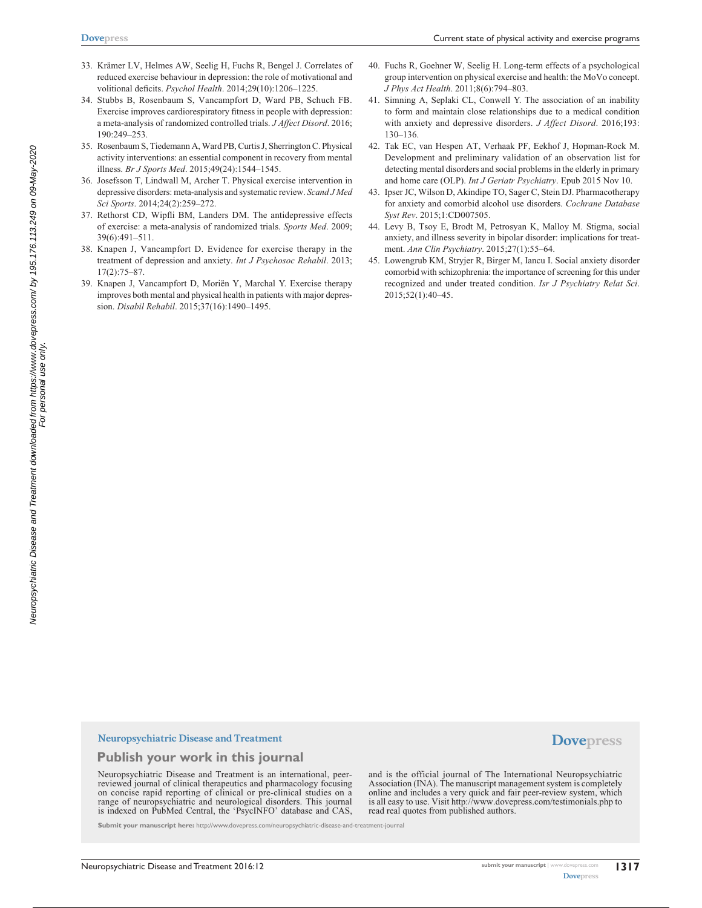33. Krämer LV, Helmes AW, Seelig H, Fuchs R, Bengel J. Correlates of reduced exercise behaviour in depression: the role of motivational and volitional deficits. *Psychol Health*. 2014;29(10):1206–1225.
34. Stubbs B, Rosenbaum S, Vancampfort D, Ward PB, Schuch FB. Exercise improves cardiorespiratory fitness in people with depression: a meta-analysis of randomized controlled trials. *J Affect Disord*. 2016;190:249–253.
35. Rosenbaum S, Tiedemann A, Ward PB, Curtis J, Sherrington C. Physical activity interventions: an essential component in recovery from mental illness. *Br J Sports Med*. 2015;49(24):1544–1545.
36. Josefsson T, Lindwall M, Archer T. Physical exercise intervention in depressive disorders: meta-analysis and systematic review. *Scand J Med Sci Sports*. 2014;24(2):259–272.
37. Rethorst CD, Wipfli BM, Landers DM. The antidepressive effects of exercise: a meta-analysis of randomized trials. *Sports Med*. 2009;39(6):491–511.
38. Knapen J, Vancampfort D. Evidence for exercise therapy in the treatment of depression and anxiety. *Int J Psychosoc Rehabil*. 2013;17(2):75–87.
39. Knapen J, Vancampfort D, Moriën Y, Marchal Y. Exercise therapy improves both mental and physical health in patients with major depression. *Disabil Rehabil*. 2015;37(16):1490–1495.
40. Fuchs R, Goehner W, Seelig H. Long-term effects of a psychological group intervention on physical exercise and health: the MoVo concept. *J Phys Act Health*. 2011;8(6):794–803.
41. Simning A, Seplaki CL, Conwell Y. The association of an inability to form and maintain close relationships due to a medical condition with anxiety and depressive disorders. *J Affect Disord*. 2016;193:130–136.
42. Tak EC, van Hespen AT, Verhaak PF, Eekhof J, Hopman-Rock M. Development and preliminary validation of an observation list for detecting mental disorders and social problems in the elderly in primary and home care (OLP). *Int J Geriatr Psychiatry*. Epub 2015 Nov 10.
43. Ipser JC, Wilson D, Akindipe TO, Sager C, Stein DJ. Pharmacotherapy for anxiety and comorbid alcohol use disorders. *Cochrane Database Syst Rev*. 2015;1:CD007505.
44. Levy B, Tsoy E, Brodt M, Petrosyan K, Malloy M. Stigma, social anxiety, and illness severity in bipolar disorder: implications for treatment. *Ann Clin Psychiatry*. 2015;27(1):55–64.
45. Lowengrub KM, Stryjer R, Birger M, Iancu I. Social anxiety disorder comorbid with schizophrenia: the importance of screening for this under recognized and under treated condition. *Isr J Psychiatry Relat Sci*. 2015;52(1):40–45.

**Neuropsychiatric Disease and Treatment**

## Publish your work in this journal

Neuropsychiatric Disease and Treatment is an international, peer-reviewed journal of clinical therapeutics and pharmacology focusing on concise rapid reporting of clinical or pre-clinical studies on a range of neuropsychiatric and neurological disorders. This journal is indexed on PubMed Central, the 'PsycINFO' database and CAS, and is the official journal of The International Neuropsychiatric Association (INA). The manuscript management system is completely online and includes a very quick and fair peer-review system, which is all easy to use. Visit http://www.dovepress.com/testimonials.php to read real quotes from published authors.

**Submit your manuscript here:** http://www.dovepress.com/neuropsychiatric-disease-and-treatment-journal